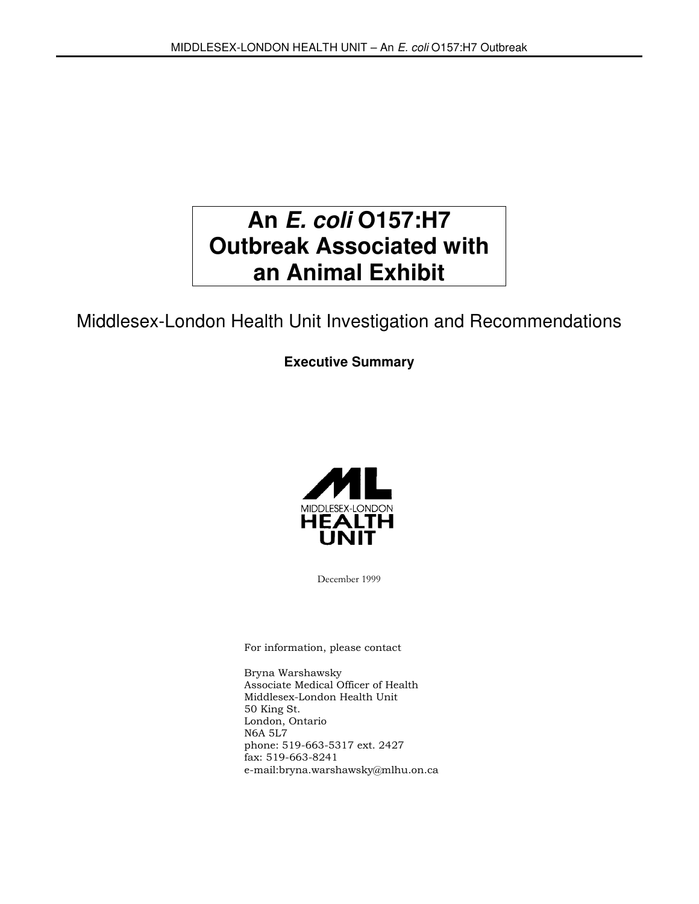# An *E. coli* O157:H7 Outbreak Associated with an Animal Exhibit

## Middlesex-London Health Unit Investigation and Recommendations

**Executive Summary**

MIDDLESEX-LONDON HEALTH UNIT

December 1999

For information, please contact

Bryna Warshawsky
Associate Medical Officer of Health
Middlesex-London Health Unit
50 King St.
London, Ontario
N6A 5L7
phone: 519-663-5317 ext. 2427
fax: 519-663-8241
e-mail:bryna.warshawsky@mlhu.on.ca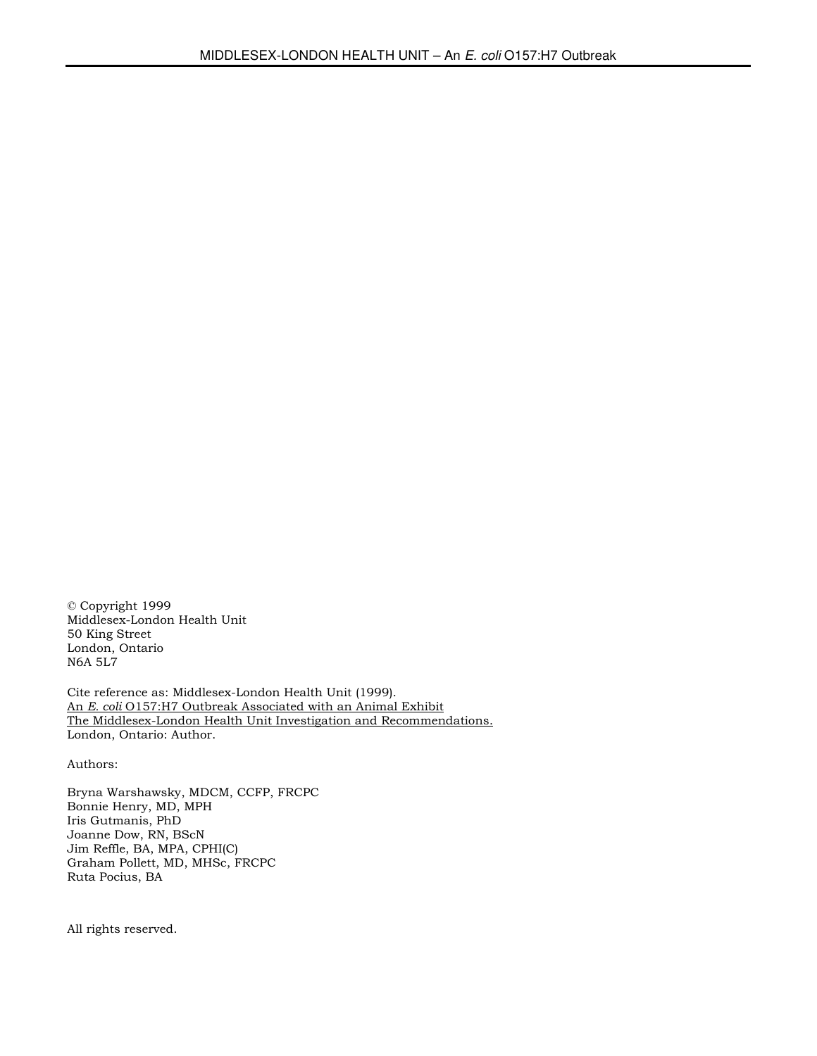© Copyright 1999
Middlesex-London Health Unit
50 King Street
London, Ontario
N6A 5L7

Cite reference as: Middlesex-London Health Unit (1999).
An *E. coli* O157:H7 Outbreak Associated with an Animal Exhibit
The Middlesex-London Health Unit Investigation and Recommendations.
London, Ontario: Author.

Authors:

Bryna Warshawsky, MDCM, CCFP, FRCPC
Bonnie Henry, MD, MPH
Iris Gutmanis, PhD
Joanne Dow, RN, BScN
Jim Reffle, BA, MPA, CPHI(C)
Graham Pollett, MD, MHSc, FRCPC
Ruta Pocius, BA

All rights reserved.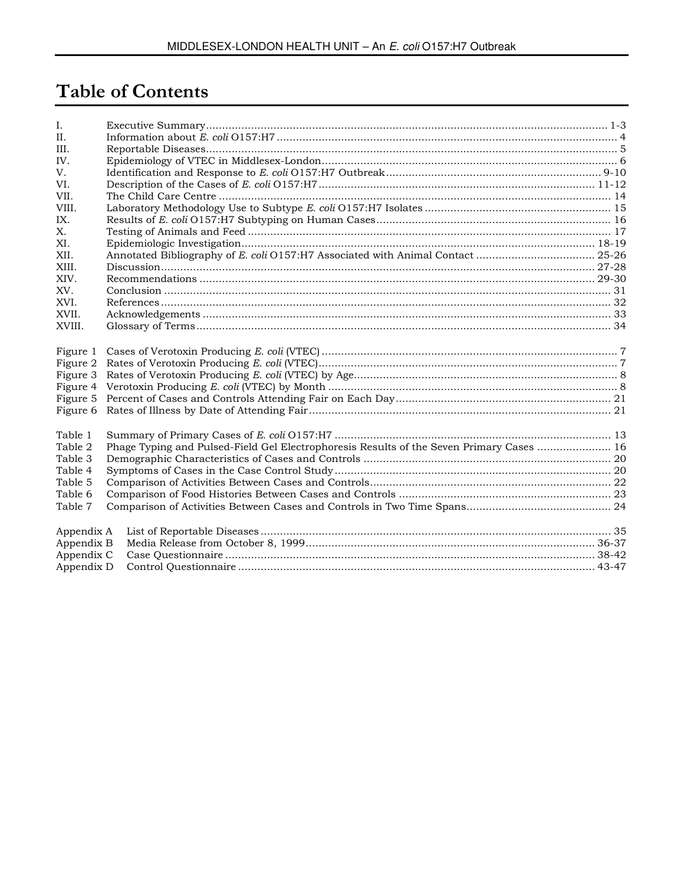# Table of Contents

| | | |
|---|---|---|
| I. | Executive Summary | 1-3 |
| II. | Information about *E. coli* O157:H7 | 4 |
| III. | Reportable Diseases | 5 |
| IV. | Epidemiology of VTEC in Middlesex-London | 6 |
| V. | Identification and Response to *E. coli* O157:H7 Outbreak | 9-10 |
| VI. | Description of the Cases of *E. coli* O157:H7 | 11-12 |
| VII. | The Child Care Centre | 14 |
| VIII. | Laboratory Methodology Use to Subtype *E. coli* O157:H7 Isolates | 15 |
| IX. | Results of *E. coli* O157:H7 Subtyping on Human Cases | 16 |
| X. | Testing of Animals and Feed | 17 |
| XI. | Epidemiologic Investigation | 18-19 |
| XII. | Annotated Bibliography of *E. coli* O157:H7 Associated with Animal Contact | 25-26 |
| XIII. | Discussion | 27-28 |
| XIV. | Recommendations | 29-30 |
| XV. | Conclusion | 31 |
| XVI. | References | 32 |
| XVII. | Acknowledgements | 33 |
| XVIII. | Glossary of Terms | 34 |

| | | |
|---|---|---|
| Figure 1 | Cases of Verotoxin Producing *E. coli* (VTEC) | 7 |
| Figure 2 | Rates of Verotoxin Producing *E. coli* (VTEC) | 7 |
| Figure 3 | Rates of Verotoxin Producing *E. coli* (VTEC) by Age | 8 |
| Figure 4 | Verotoxin Producing *E. coli* (VTEC) by Month | 8 |
| Figure 5 | Percent of Cases and Controls Attending Fair on Each Day | 21 |
| Figure 6 | Rates of Illness by Date of Attending Fair | 21 |

| | | |
|---|---|---|
| Table 1 | Summary of Primary Cases of *E. coli* O157:H7 | 13 |
| Table 2 | Phage Typing and Pulsed-Field Gel Electrophoresis Results of the Seven Primary Cases | 16 |
| Table 3 | Demographic Characteristics of Cases and Controls | 20 |
| Table 4 | Symptoms of Cases in the Case Control Study | 20 |
| Table 5 | Comparison of Activities Between Cases and Controls | 22 |
| Table 6 | Comparison of Food Histories Between Cases and Controls | 23 |
| Table 7 | Comparison of Activities Between Cases and Controls in Two Time Spans | 24 |

| | | |
|---|---|---|
| Appendix A | List of Reportable Diseases | 35 |
| Appendix B | Media Release from October 8, 1999 | 36-37 |
| Appendix C | Case Questionnaire | 38-42 |
| Appendix D | Control Questionnaire | 43-47 |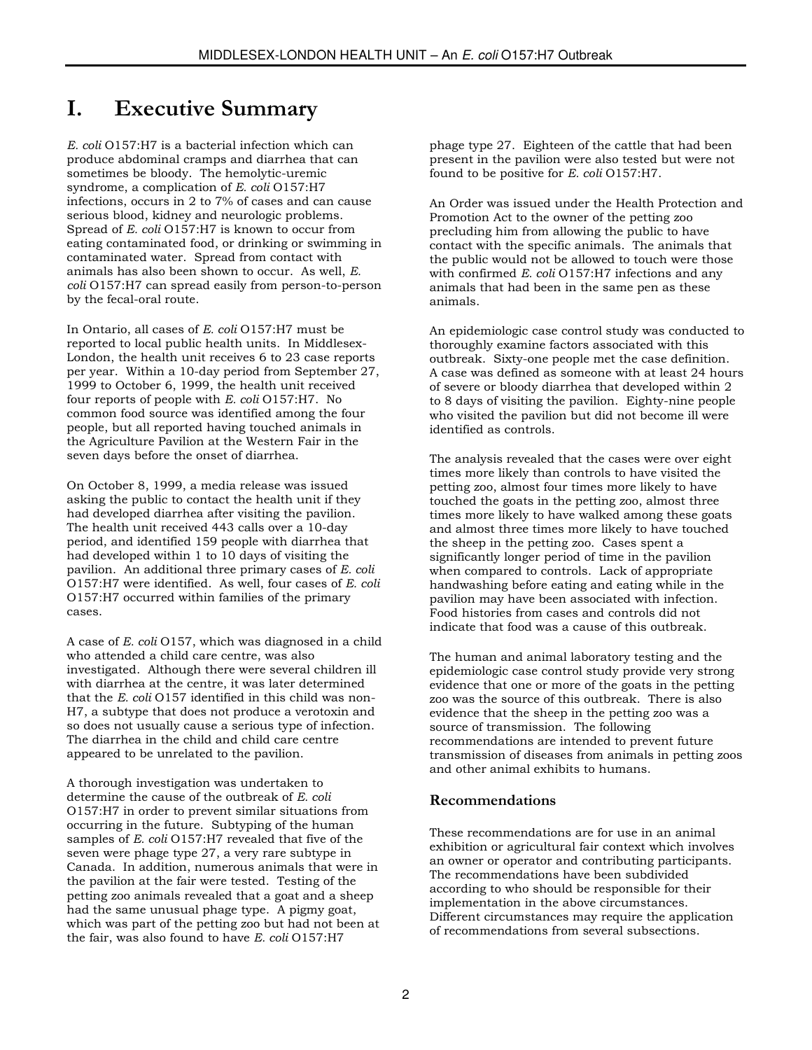# I. Executive Summary

*E. coli* O157:H7 is a bacterial infection which can produce abdominal cramps and diarrhea that can sometimes be bloody. The hemolytic-uremic syndrome, a complication of *E. coli* O157:H7 infections, occurs in 2 to 7% of cases and can cause serious blood, kidney and neurologic problems. Spread of *E. coli* O157:H7 is known to occur from eating contaminated food, or drinking or swimming in contaminated water. Spread from contact with animals has also been shown to occur. As well, *E. coli* O157:H7 can spread easily from person-to-person by the fecal-oral route.

In Ontario, all cases of *E. coli* O157:H7 must be reported to local public health units. In Middlesex-London, the health unit receives 6 to 23 case reports per year. Within a 10-day period from September 27, 1999 to October 6, 1999, the health unit received four reports of people with *E. coli* O157:H7. No common food source was identified among the four people, but all reported having touched animals in the Agriculture Pavilion at the Western Fair in the seven days before the onset of diarrhea.

On October 8, 1999, a media release was issued asking the public to contact the health unit if they had developed diarrhea after visiting the pavilion. The health unit received 443 calls over a 10-day period, and identified 159 people with diarrhea that had developed within 1 to 10 days of visiting the pavilion. An additional three primary cases of *E. coli* O157:H7 were identified. As well, four cases of *E. coli* O157:H7 occurred within families of the primary cases.

A case of *E. coli* O157, which was diagnosed in a child who attended a child care centre, was also investigated. Although there were several children ill with diarrhea at the centre, it was later determined that the *E. coli* O157 identified in this child was non-H7, a subtype that does not produce a verotoxin and so does not usually cause a serious type of infection. The diarrhea in the child and child care centre appeared to be unrelated to the pavilion.

A thorough investigation was undertaken to determine the cause of the outbreak of *E. coli* O157:H7 in order to prevent similar situations from occurring in the future. Subtyping of the human samples of *E. coli* O157:H7 revealed that five of the seven were phage type 27, a very rare subtype in Canada. In addition, numerous animals that were in the pavilion at the fair were tested. Testing of the petting zoo animals revealed that a goat and a sheep had the same unusual phage type. A pigmy goat, which was part of the petting zoo but had not been at the fair, was also found to have *E. coli* O157:H7 phage type 27. Eighteen of the cattle that had been present in the pavilion were also tested but were not found to be positive for *E. coli* O157:H7.

An Order was issued under the Health Protection and Promotion Act to the owner of the petting zoo precluding him from allowing the public to have contact with the specific animals. The animals that the public would not be allowed to touch were those with confirmed *E. coli* O157:H7 infections and any animals that had been in the same pen as these animals.

An epidemiologic case control study was conducted to thoroughly examine factors associated with this outbreak. Sixty-one people met the case definition. A case was defined as someone with at least 24 hours of severe or bloody diarrhea that developed within 2 to 8 days of visiting the pavilion. Eighty-nine people who visited the pavilion but did not become ill were identified as controls.

The analysis revealed that the cases were over eight times more likely than controls to have visited the petting zoo, almost four times more likely to have touched the goats in the petting zoo, almost three times more likely to have walked among these goats and almost three times more likely to have touched the sheep in the petting zoo. Cases spent a significantly longer period of time in the pavilion when compared to controls. Lack of appropriate handwashing before eating and eating while in the pavilion may have been associated with infection. Food histories from cases and controls did not indicate that food was a cause of this outbreak.

The human and animal laboratory testing and the epidemiologic case control study provide very strong evidence that one or more of the goats in the petting zoo was the source of this outbreak. There is also evidence that the sheep in the petting zoo was a source of transmission. The following recommendations are intended to prevent future transmission of diseases from animals in petting zoos and other animal exhibits to humans.

## Recommendations

These recommendations are for use in an animal exhibition or agricultural fair context which involves an owner or operator and contributing participants. The recommendations have been subdivided according to who should be responsible for their implementation in the above circumstances. Different circumstances may require the application of recommendations from several subsections.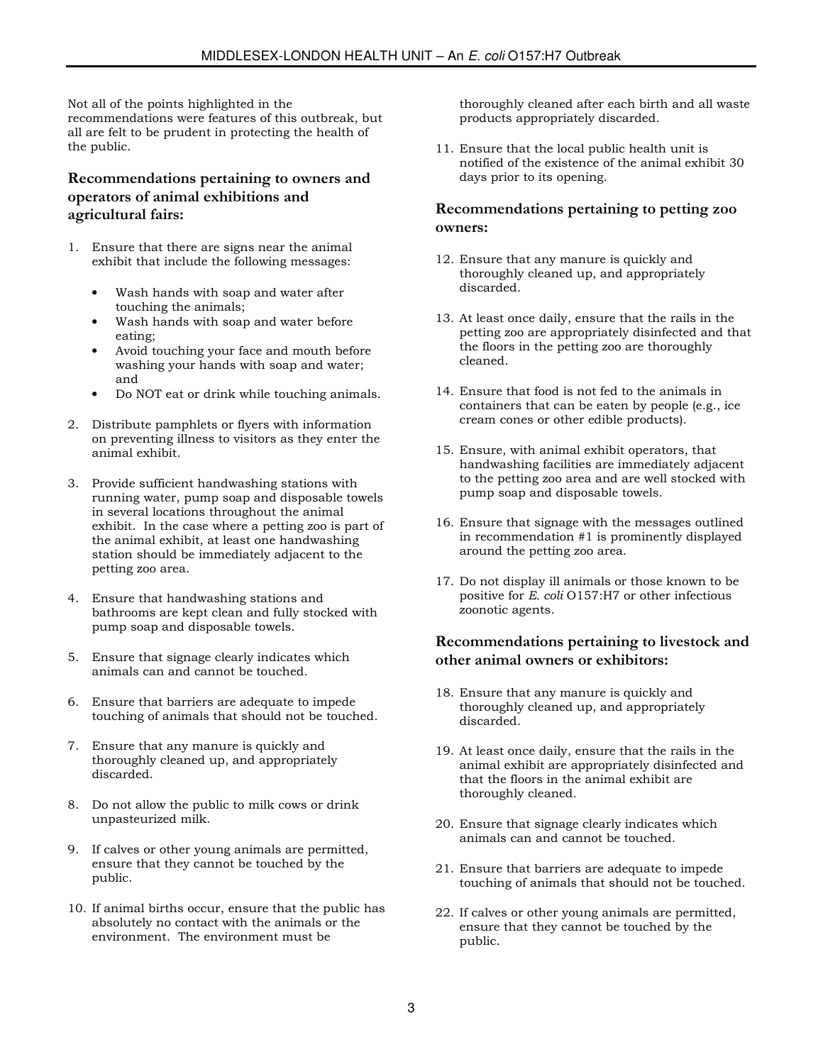Not all of the points highlighted in the recommendations were features of this outbreak, but all are felt to be prudent in protecting the health of the public.

### Recommendations pertaining to owners and operators of animal exhibitions and agricultural fairs:

1. Ensure that there are signs near the animal exhibit that include the following messages:

   - Wash hands with soap and water after touching the animals;
   - Wash hands with soap and water before eating;
   - Avoid touching your face and mouth before washing your hands with soap and water; and
   - Do NOT eat or drink while touching animals.

2. Distribute pamphlets or flyers with information on preventing illness to visitors as they enter the animal exhibit.

3. Provide sufficient handwashing stations with running water, pump soap and disposable towels in several locations throughout the animal exhibit. In the case where a petting zoo is part of the animal exhibit, at least one handwashing station should be immediately adjacent to the petting zoo area.

4. Ensure that handwashing stations and bathrooms are kept clean and fully stocked with pump soap and disposable towels.

5. Ensure that signage clearly indicates which animals can and cannot be touched.

6. Ensure that barriers are adequate to impede touching of animals that should not be touched.

7. Ensure that any manure is quickly and thoroughly cleaned up, and appropriately discarded.

8. Do not allow the public to milk cows or drink unpasteurized milk.

9. If calves or other young animals are permitted, ensure that they cannot be touched by the public.

10. If animal births occur, ensure that the public has absolutely no contact with the animals or the environment. The environment must be thoroughly cleaned after each birth and all waste products appropriately discarded.

11. Ensure that the local public health unit is notified of the existence of the animal exhibit 30 days prior to its opening.

### Recommendations pertaining to petting zoo owners:

12. Ensure that any manure is quickly and thoroughly cleaned up, and appropriately discarded.

13. At least once daily, ensure that the rails in the petting zoo are appropriately disinfected and that the floors in the petting zoo are thoroughly cleaned.

14. Ensure that food is not fed to the animals in containers that can be eaten by people (e.g., ice cream cones or other edible products).

15. Ensure, with animal exhibit operators, that handwashing facilities are immediately adjacent to the petting zoo area and are well stocked with pump soap and disposable towels.

16. Ensure that signage with the messages outlined in recommendation #1 is prominently displayed around the petting zoo area.

17. Do not display ill animals or those known to be positive for *E. coli* O157:H7 or other infectious zoonotic agents.

### Recommendations pertaining to livestock and other animal owners or exhibitors:

18. Ensure that any manure is quickly and thoroughly cleaned up, and appropriately discarded.

19. At least once daily, ensure that the rails in the animal exhibit are appropriately disinfected and that the floors in the animal exhibit are thoroughly cleaned.

20. Ensure that signage clearly indicates which animals can and cannot be touched.

21. Ensure that barriers are adequate to impede touching of animals that should not be touched.

22. If calves or other young animals are permitted, ensure that they cannot be touched by the public.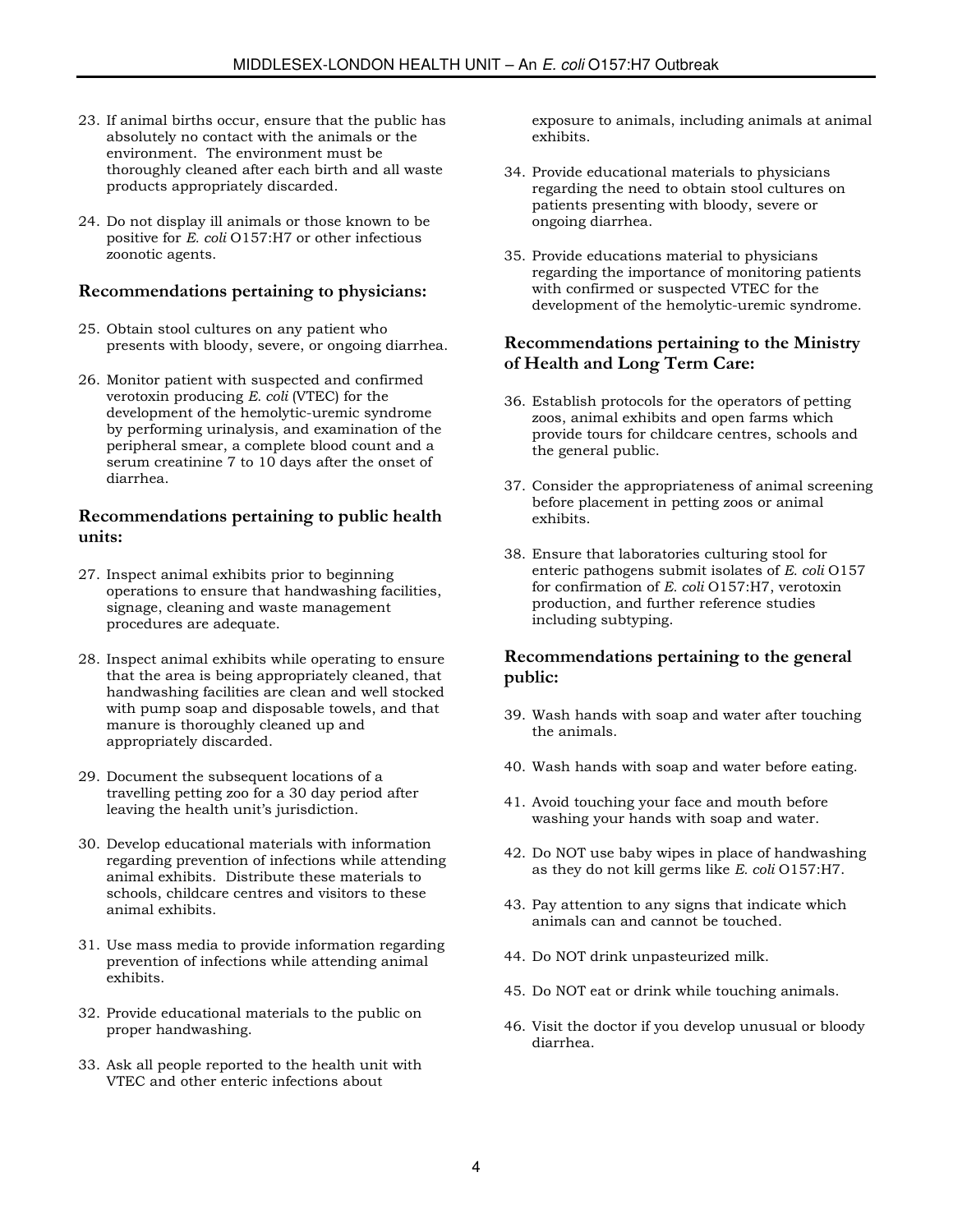23. If animal births occur, ensure that the public has absolutely no contact with the animals or the environment. The environment must be thoroughly cleaned after each birth and all waste products appropriately discarded.

24. Do not display ill animals or those known to be positive for *E. coli* O157:H7 or other infectious zoonotic agents.

### Recommendations pertaining to physicians:

25. Obtain stool cultures on any patient who presents with bloody, severe, or ongoing diarrhea.

26. Monitor patient with suspected and confirmed verotoxin producing *E. coli* (VTEC) for the development of the hemolytic-uremic syndrome by performing urinalysis, and examination of the peripheral smear, a complete blood count and a serum creatinine 7 to 10 days after the onset of diarrhea.

### Recommendations pertaining to public health units:

27. Inspect animal exhibits prior to beginning operations to ensure that handwashing facilities, signage, cleaning and waste management procedures are adequate.

28. Inspect animal exhibits while operating to ensure that the area is being appropriately cleaned, that handwashing facilities are clean and well stocked with pump soap and disposable towels, and that manure is thoroughly cleaned up and appropriately discarded.

29. Document the subsequent locations of a travelling petting zoo for a 30 day period after leaving the health unit's jurisdiction.

30. Develop educational materials with information regarding prevention of infections while attending animal exhibits. Distribute these materials to schools, childcare centres and visitors to these animal exhibits.

31. Use mass media to provide information regarding prevention of infections while attending animal exhibits.

32. Provide educational materials to the public on proper handwashing.

33. Ask all people reported to the health unit with VTEC and other enteric infections about exposure to animals, including animals at animal exhibits.

34. Provide educational materials to physicians regarding the need to obtain stool cultures on patients presenting with bloody, severe or ongoing diarrhea.

35. Provide educations material to physicians regarding the importance of monitoring patients with confirmed or suspected VTEC for the development of the hemolytic-uremic syndrome.

### Recommendations pertaining to the Ministry of Health and Long Term Care:

36. Establish protocols for the operators of petting zoos, animal exhibits and open farms which provide tours for childcare centres, schools and the general public.

37. Consider the appropriateness of animal screening before placement in petting zoos or animal exhibits.

38. Ensure that laboratories culturing stool for enteric pathogens submit isolates of *E. coli* O157 for confirmation of *E. coli* O157:H7, verotoxin production, and further reference studies including subtyping.

### Recommendations pertaining to the general public:

39. Wash hands with soap and water after touching the animals.

40. Wash hands with soap and water before eating.

41. Avoid touching your face and mouth before washing your hands with soap and water.

42. Do NOT use baby wipes in place of handwashing as they do not kill germs like *E. coli* O157:H7.

43. Pay attention to any signs that indicate which animals can and cannot be touched.

44. Do NOT drink unpasteurized milk.

45. Do NOT eat or drink while touching animals.

46. Visit the doctor if you develop unusual or bloody diarrhea.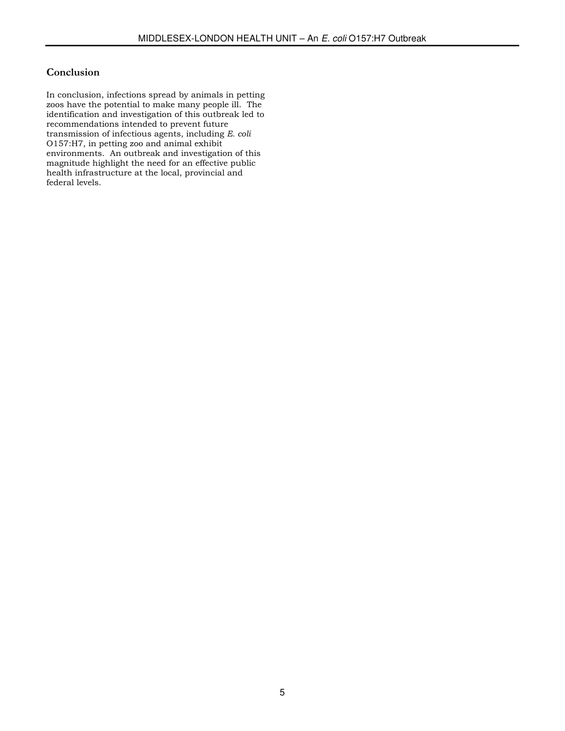## Conclusion

In conclusion, infections spread by animals in petting zoos have the potential to make many people ill. The identification and investigation of this outbreak led to recommendations intended to prevent future transmission of infectious agents, including *E. coli* O157:H7, in petting zoo and animal exhibit environments. An outbreak and investigation of this magnitude highlight the need for an effective public health infrastructure at the local, provincial and federal levels.